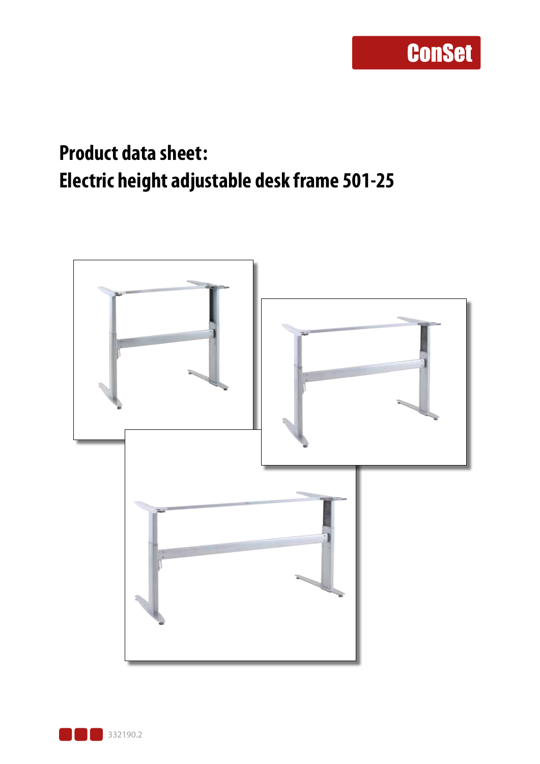ConSet

# Product data sheet:
# Electric height adjustable desk frame 501-25

332190.2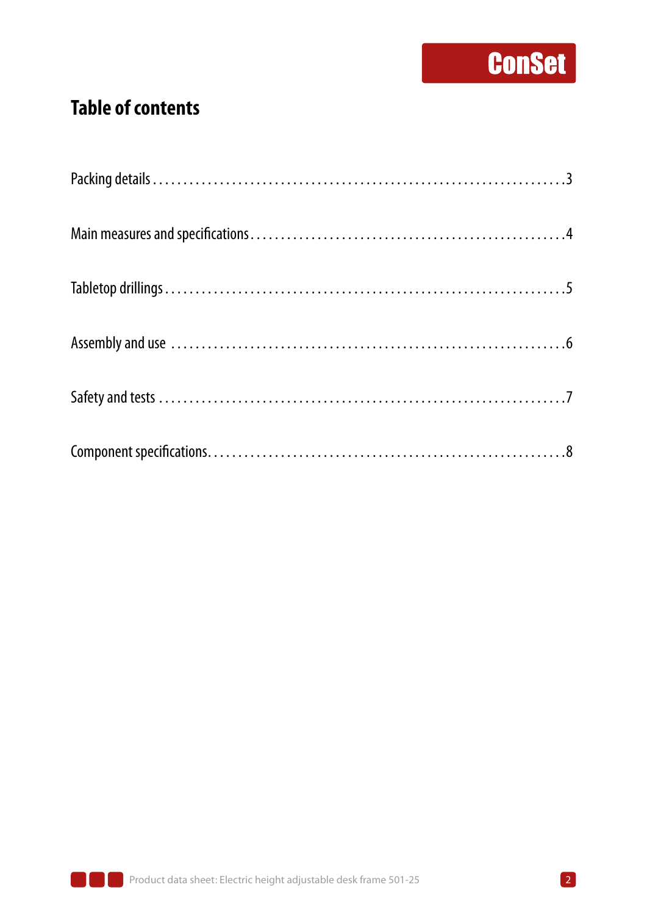# Table of contents

Packing details . . . . . . . . . . 3

Main measures and specifications . . . . . . . . . . 4

Tabletop drillings . . . . . . . . . . 5

Assembly and use . . . . . . . . . . 6

Safety and tests . . . . . . . . . . 7

Component specifications . . . . . . . . . . 8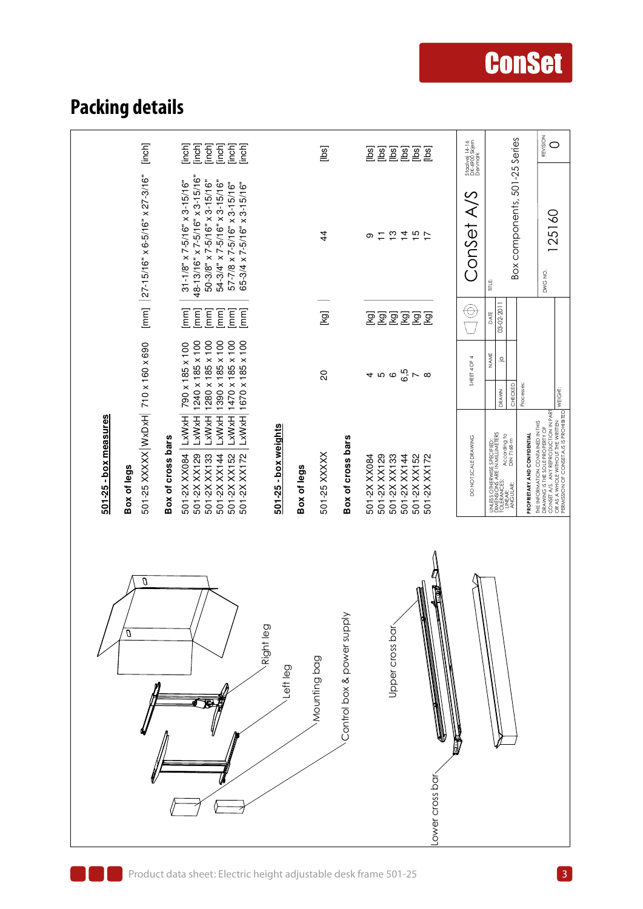# Packing details

## 501-25 - box measures

**Box of legs**

| | | | | | |
|---|---|---|---|---|---|
| 501-25 XXXXX | WxDxH | 710 x 160 x 690 | [mm] | 27-15/16" x 6-5/16" x 27-3/16" | [inch] |

**Box of cross bars**

| | | | | | |
|---|---|---|---|---|---|
| 501-2X XX084 | LxWxH | 790 x 185 x 100 | [mm] | 31-1/8" x 7-5/16" x 3-15/16" | [inch] |
| 501-2X XX129 | LxWxH | 1240 x 185 x 100 | [mm] | 48-13/16" x 7-5/16" x 3-15/16" | [inch] |
| 501-2X XX133 | LxWxH | 1280 x 185 x 100 | [mm] | 50-3/8" x 7-5/16" x 3-15/16" | [inch] |
| 501-2X XX144 | LxWxH | 1390 x 185 x 100 | [mm] | 54-3/4" x 7-5/16" x 3-15/16" | [inch] |
| 501-2X XX152 | LxWxH | 1470 x 185 x 100 | [mm] | 57-7/8 x 7-5/16" x 3-15/16" | [inch] |
| 501-2X XX172 | LxWxH | 1670 x 185 x 100 | [mm] | 65-3/4 x 7-5/16" x 3-15/16" | [inch] |

## 501-25 - box weights

**Box of legs**

| | | | | |
|---|---|---|---|---|
| 501-25 XXXXX | 20 | [kg] | 44 | [lbs] |

**Box of cross bars**

| | | | | |
|---|---|---|---|---|
| 501-2X XX084 | 4 | [kg] | 9 | [lbs] |
| 501-2X XX129 | 5 | [kg] | 11 | [lbs] |
| 501-2X XX133 | 6 | [kg] | 13 | [lbs] |
| 501-2X XX144 | 6,5 | [kg] | 14 | [lbs] |
| 501-2X XX152 | 7 | [kg] | 15 | [lbs] |
| 501-2X XX172 | 8 | [kg] | 17 | [lbs] |

Right leg

Left leg

Mounting bag

Control box & power supply

Upper cross bar

Lower cross bar

DO NOT SCALE DRAWING

SHEET 4 OF 4

UNLESS OTHERWISE SPECIFIED: DIMENSIONS ARE IN MILLIMETERS TOLERANCES: LINEAR: According to ANGULAR: DIN 7168-m

| | NAME | DATE |
|---|---|---|
| DRAWN | jo | 03-02-2011 |
| CHECKED | | |

Processes:

PROPRIETARY AND CONFIDENTIAL

THE INFORMATION CONTAINED IN THIS DRAWING IS THE SOLE PROPERTY OF CONSET A/S. ANY REPRODUCTION IN PART OR AS A WHOLE WITHOUT THE WRITTEN PERMISSION OF CONSET A/S IS PROHIBITED.

WEIGHT:

ConSet A/S

Stratvej 14-16 DK-6900 Skjern Denmark

TITLE: Box components, 501-25 Series

DWG NO. 125160

REVISION 0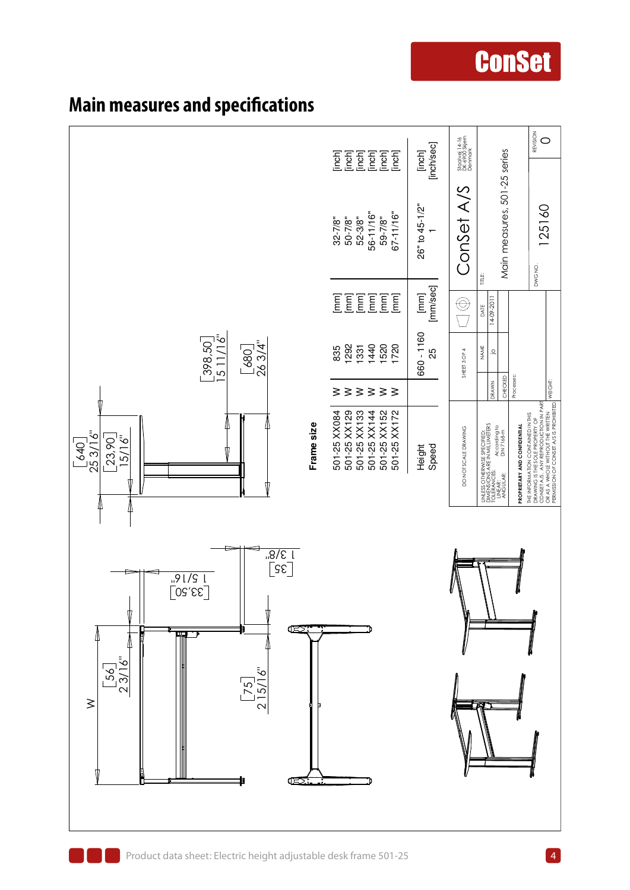# Main measures and specifications

W

[56] 2 3/16"

[75] 2 15/16"

[33,50] 1 5/16"

[35] 1 3/8"

[640] 25 3/16"

[23,90] 15/16"

[398,50] 15 11/16"

[680] 26 3/4"

| Frame size | | | | | |
|---|---|---|---|---|---|
| 501-25 XX084 | W | 835 | [mm] | 32-7/8" | [inch] |
| 501-25 XX129 | W | 1292 | [mm] | 50-7/8" | [inch] |
| 501-25 XX133 | W | 1331 | [mm] | 52-3/8" | [inch] |
| 501-25 XX144 | W | 1440 | [mm] | 56-11/16" | [inch] |
| 501-25 XX152 | W | 1520 | [mm] | 59-7/8" | [inch] |
| 501-25 XX172 | W | 1720 | [mm] | 67-11/16" | [inch] |
| Height | | 660 - 1160 | [mm] | 26" to 45-1/2" | [inch] |
| Speed | | 25 | [mm/sec] | 1 | [inch/sec] |

DO NOT SCALE DRAWING

UNLESS OTHERWISE SPECIFIED: DIMENSIONS ARE IN MILLIMETERS TOLERANCES: LINEAR: ANGULAR: According to DIN 7168-m

PROPRIETARY AND CONFIDENTIAL

THE INFORMATION CONTAINED IN THIS DRAWING IS THE SOLE PROPERTY OF CONSET A/S. ANY REPRODUCTION IN PART OR AS A WHOLE WITHOUT THE WRITTEN PERMISSION OF CONSET A/S IS PROHIBITED

SHEET 3 OF 4

| | NAME | DATE |
|---|---|---|
| DRAWN | jo | 14-09-2011 |
| CHECKED | | |

Processes:

WEIGHT:

ConSet A/S

Stadevej 14-16 DK-6900 Skjern Denmark

TITLE: Main measures, 501-25 series

DWG NO. 125160

REVISION 0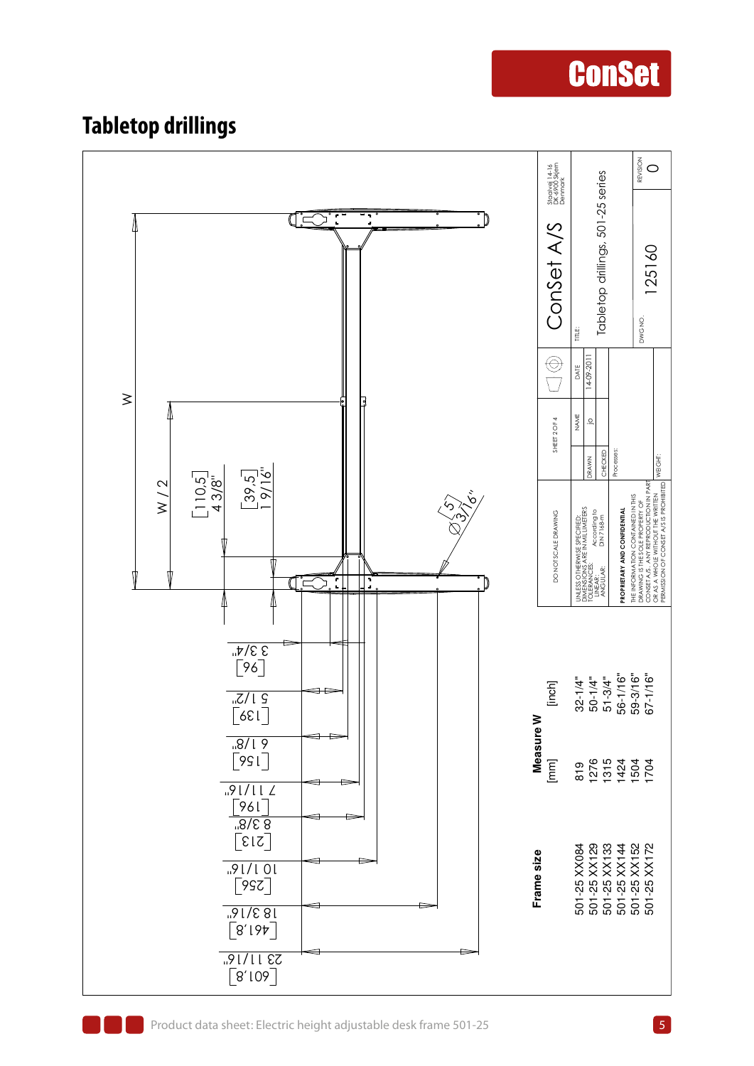# Tabletop drillings

W

W / 2

[110,5] 4 3/8"

[39,5] 1 9/16"

[5] ∅3/16"

[96] 3 3/4"

[139] 5 1/2"

[156] 6 1/8"

[196] 7 11/16"

[213] 8 3/8"

[256] 10 1/16"

[461,8] 18 3/16"

[601,8] 23 11/16"

| Frame size | Measure W [mm] | [inch] |
|---|---|---|
| 501-25 XX084 | 819 | 32-1/4" |
| 501-25 XX129 | 1276 | 50-1/4" |
| 501-25 XX133 | 1315 | 51-3/4" |
| 501-25 XX144 | 1424 | 56-1/16" |
| 501-25 XX152 | 1504 | 59-3/16" |
| 501-25 XX172 | 1704 | 67-1/16" |

DO NOT SCALE DRAWING

SHEET 2 OF 4

ConSet A/S

Stadsvej 14-16 DK-6900 Skjern Denmark

UNLESS OTHERWISE SPECIFIED: DIMENSIONS ARE IN MILLIMETERS TOLERANCES: LINEAR: ANGULAR: According to DIN 7168-m

| | NAME | DATE |
|---|---|---|
| DRAWN | jo | 14-09-2011 |
| CHECKED | | |

TITLE: Tabletop drillings, 501-25 series

Processes:

PROPRIETARY AND CONFIDENTIAL

THE INFORMATION CONTAINED IN THIS DRAWING IS THE SOLE PROPERTY OF CONSET A/S. ANY REPRODUCTION IN PART OR AS A WHOLE WITHOUT THE WRITTEN PERMISSION OF CONSET A/S IS PROHIBITED.

WEIGHT:

DWG NO. 125160

REVISION 0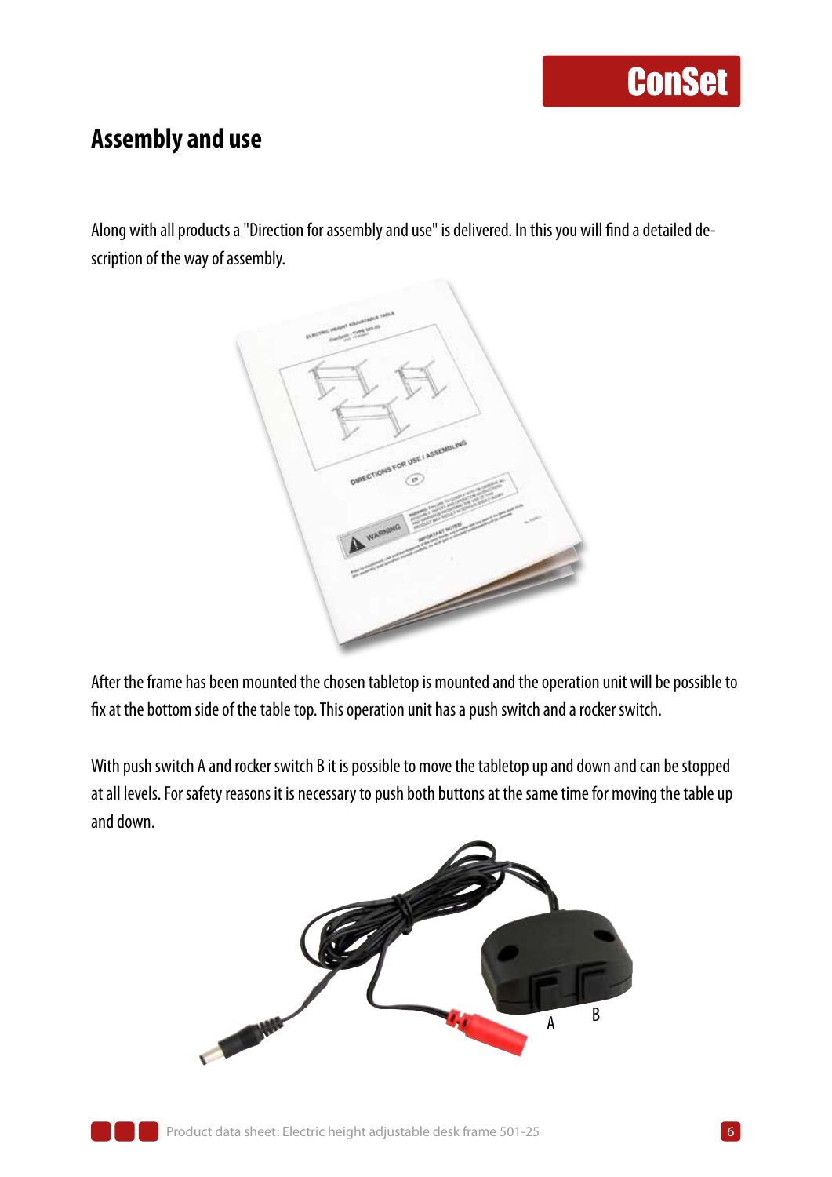## Assembly and use

Along with all products a "Direction for assembly and use" is delivered. In this you will find a detailed description of the way of assembly.

After the frame has been mounted the chosen tabletop is mounted and the operation unit will be possible to fix at the bottom side of the table top. This operation unit has a push switch and a rocker switch.

With push switch A and rocker switch B it is possible to move the tabletop up and down and can be stopped at all levels. For safety reasons it is necessary to push both buttons at the same time for moving the table up and down.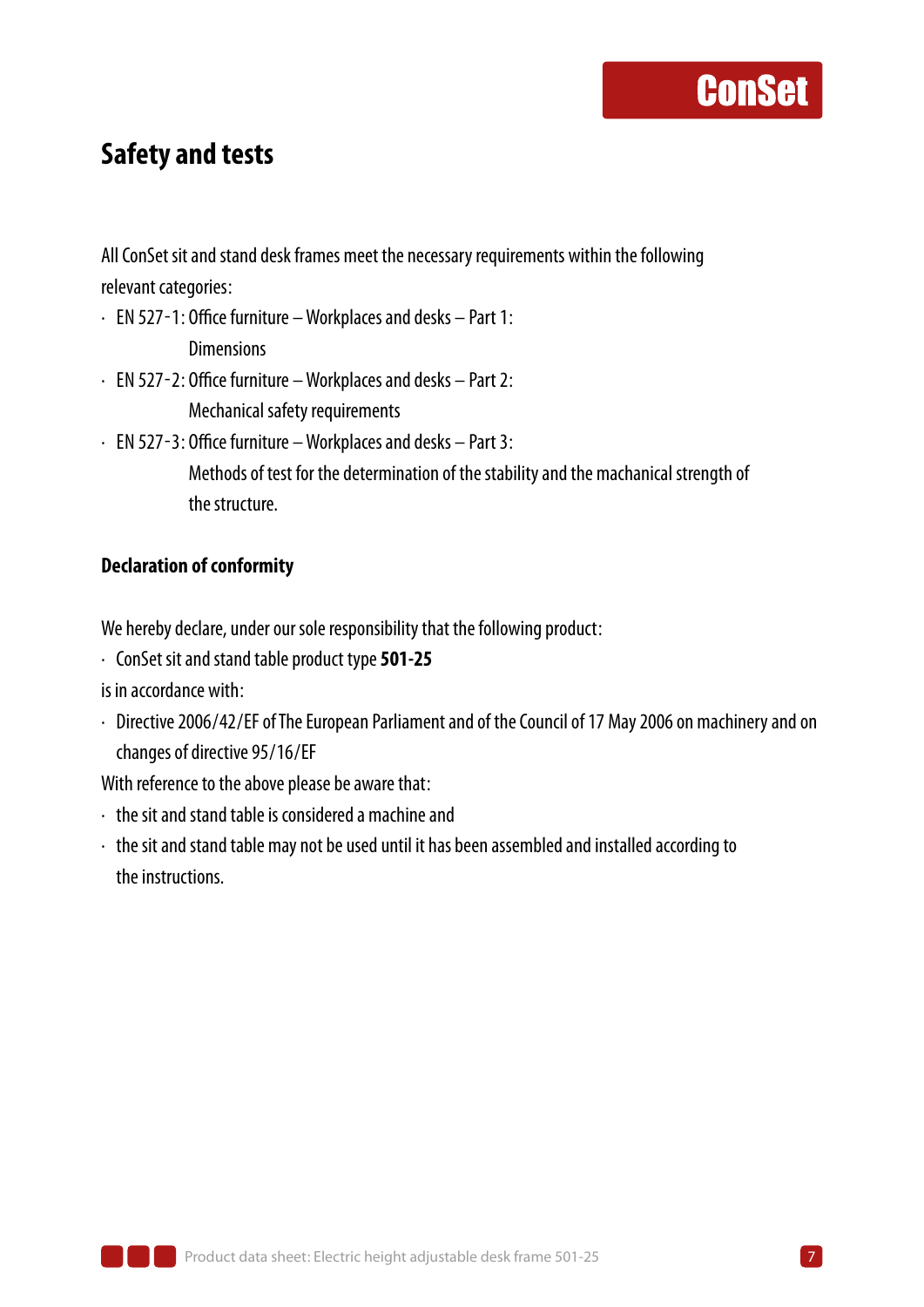## Safety and tests

All ConSet sit and stand desk frames meet the necessary requirements within the following relevant categories:

- EN 527-1: Office furniture – Workplaces and desks – Part 1:
  Dimensions
- EN 527-2: Office furniture – Workplaces and desks – Part 2:
  Mechanical safety requirements
- EN 527-3: Office furniture – Workplaces and desks – Part 3:
  Methods of test for the determination of the stability and the machanical strength of the structure.

### Declaration of conformity

We hereby declare, under our sole responsibility that the following product:

- ConSet sit and stand table product type **501-25**

is in accordance with:

- Directive 2006/42/EF of The European Parliament and of the Council of 17 May 2006 on machinery and on changes of directive 95/16/EF

With reference to the above please be aware that:

- the sit and stand table is considered a machine and
- the sit and stand table may not be used until it has been assembled and installed according to the instructions.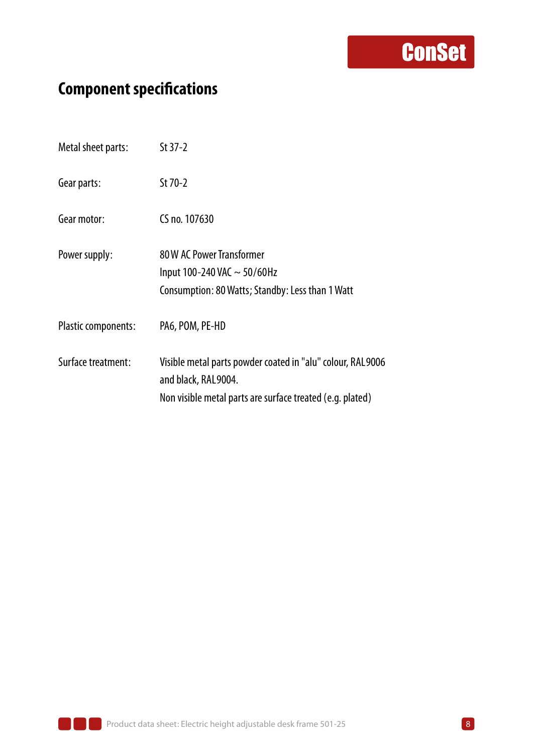ConSet

# Component specifications

| | |
|---|---|
| Metal sheet parts: | St 37-2 |
| Gear parts: | St 70-2 |
| Gear motor: | CS no. 107630 |
| Power supply: | 80 W AC Power Transformer<br>Input 100-240 VAC ~ 50/60Hz<br>Consumption: 80 Watts; Standby: Less than 1 Watt |
| Plastic components: | PA6, POM, PE-HD |
| Surface treatment: | Visible metal parts powder coated in "alu" colour, RAL 9006 and black, RAL 9004.<br>Non visible metal parts are surface treated (e.g. plated) |